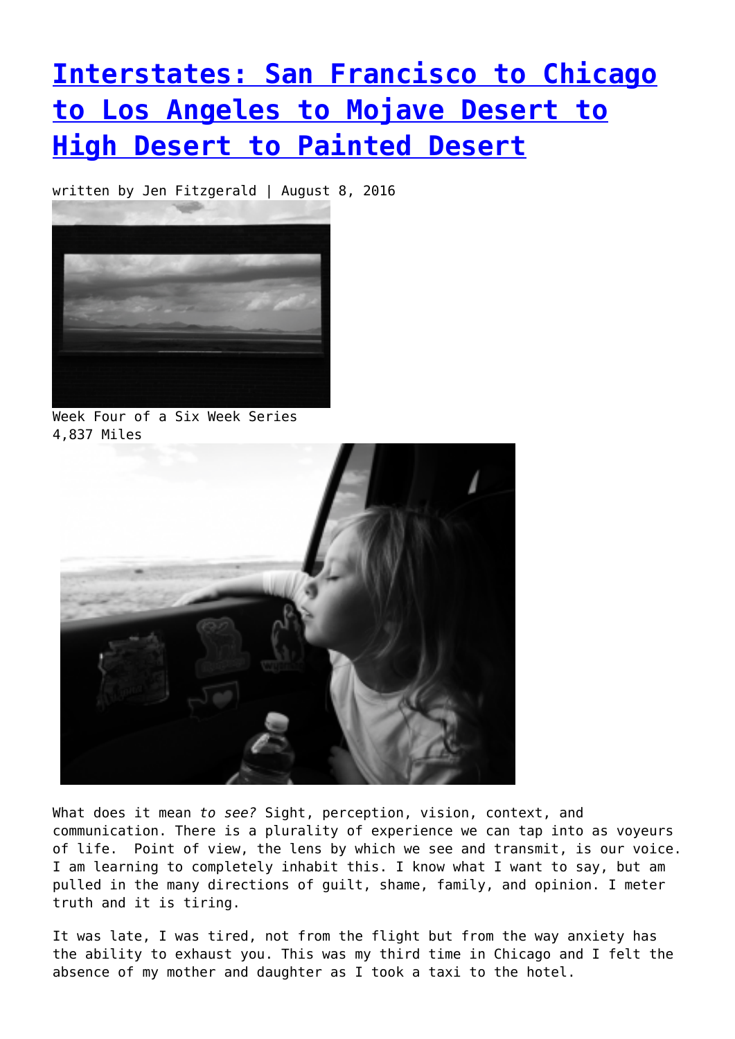# [Interstates: San Francisco to Chicago to Los Angeles to Mojave Desert to High Desert to Painted Desert]()

written by Jen Fitzgerald | August 8, 2016

Week Four of a Six Week Series
4,837 Miles

What does it mean *to see?* Sight, perception, vision, context, and communication. There is a plurality of experience we can tap into as voyeurs of life. Point of view, the lens by which we see and transmit, is our voice. I am learning to completely inhabit this. I know what I want to say, but am pulled in the many directions of guilt, shame, family, and opinion. I meter truth and it is tiring.

It was late, I was tired, not from the flight but from the way anxiety has the ability to exhaust you. This was my third time in Chicago and I felt the absence of my mother and daughter as I took a taxi to the hotel.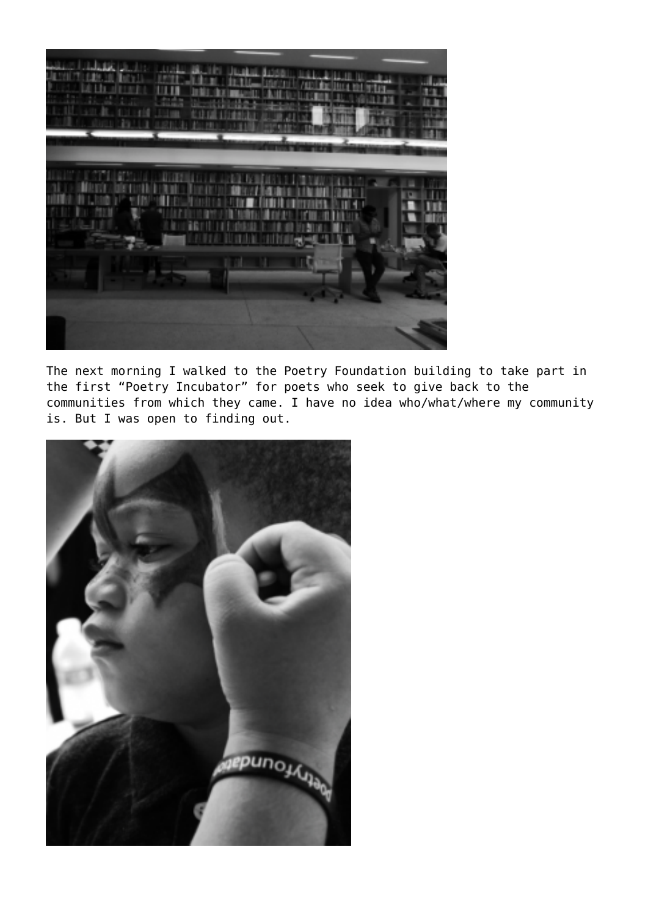The next morning I walked to the Poetry Foundation building to take part in the first “Poetry Incubator” for poets who seek to give back to the communities from which they came. I have no idea who/what/where my community is. But I was open to finding out.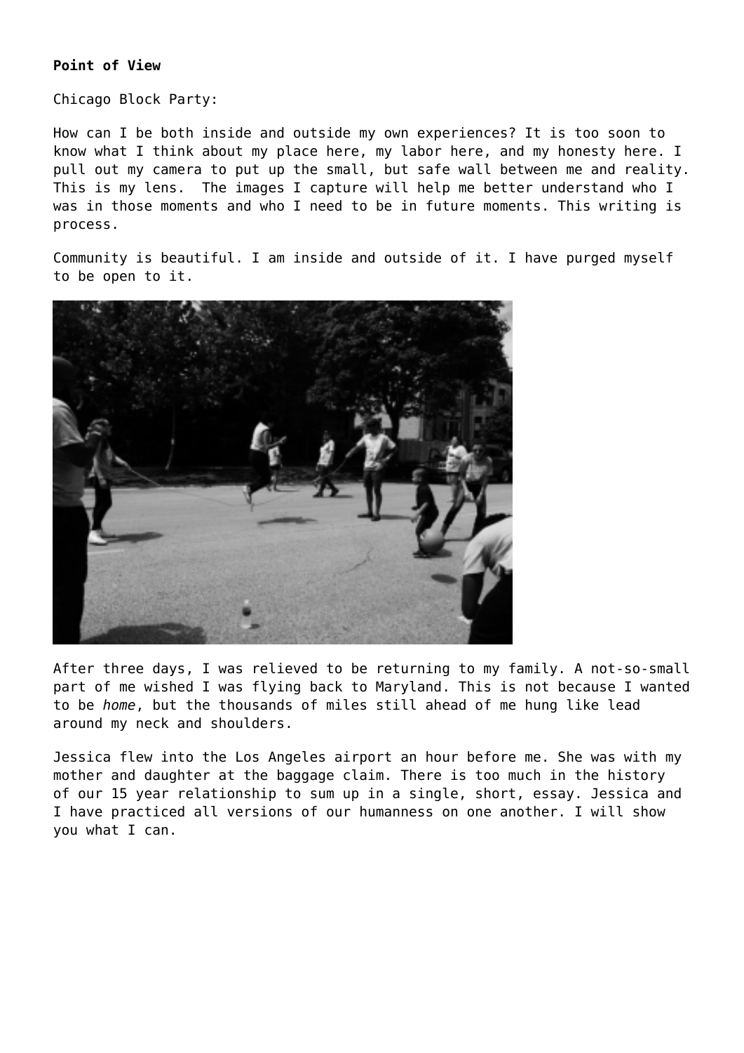**Point of View**

Chicago Block Party:

How can I be both inside and outside my own experiences? It is too soon to know what I think about my place here, my labor here, and my honesty here. I pull out my camera to put up the small, but safe wall between me and reality. This is my lens.  The images I capture will help me better understand who I was in those moments and who I need to be in future moments. This writing is process.

Community is beautiful. I am inside and outside of it. I have purged myself to be open to it.

After three days, I was relieved to be returning to my family. A not-so-small part of me wished I was flying back to Maryland. This is not because I wanted to be *home*, but the thousands of miles still ahead of me hung like lead around my neck and shoulders.

Jessica flew into the Los Angeles airport an hour before me. She was with my mother and daughter at the baggage claim. There is too much in the history of our 15 year relationship to sum up in a single, short, essay. Jessica and I have practiced all versions of our humanness on one another. I will show you what I can.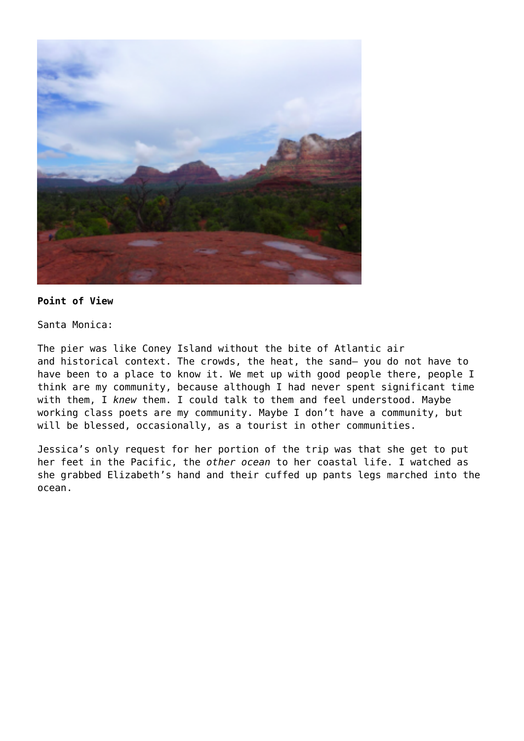**Point of View**

Santa Monica:

The pier was like Coney Island without the bite of Atlantic air and historical context. The crowds, the heat, the sand— you do not have to have been to a place to know it. We met up with good people there, people I think are my community, because although I had never spent significant time with them, I *knew* them. I could talk to them and feel understood. Maybe working class poets are my community. Maybe I don't have a community, but will be blessed, occasionally, as a tourist in other communities.

Jessica's only request for her portion of the trip was that she get to put her feet in the Pacific, the *other ocean* to her coastal life. I watched as she grabbed Elizabeth's hand and their cuffed up pants legs marched into the ocean.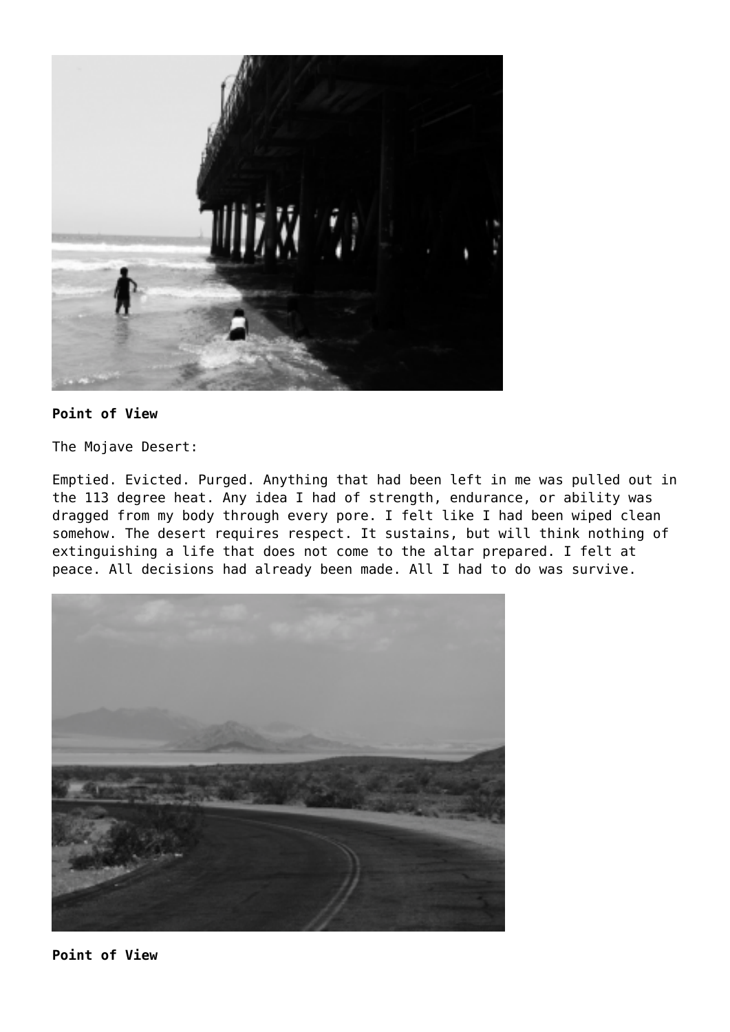**Point of View**

The Mojave Desert:

Emptied. Evicted. Purged. Anything that had been left in me was pulled out in the 113 degree heat. Any idea I had of strength, endurance, or ability was dragged from my body through every pore. I felt like I had been wiped clean somehow. The desert requires respect. It sustains, but will think nothing of extinguishing a life that does not come to the altar prepared. I felt at peace. All decisions had already been made. All I had to do was survive.

**Point of View**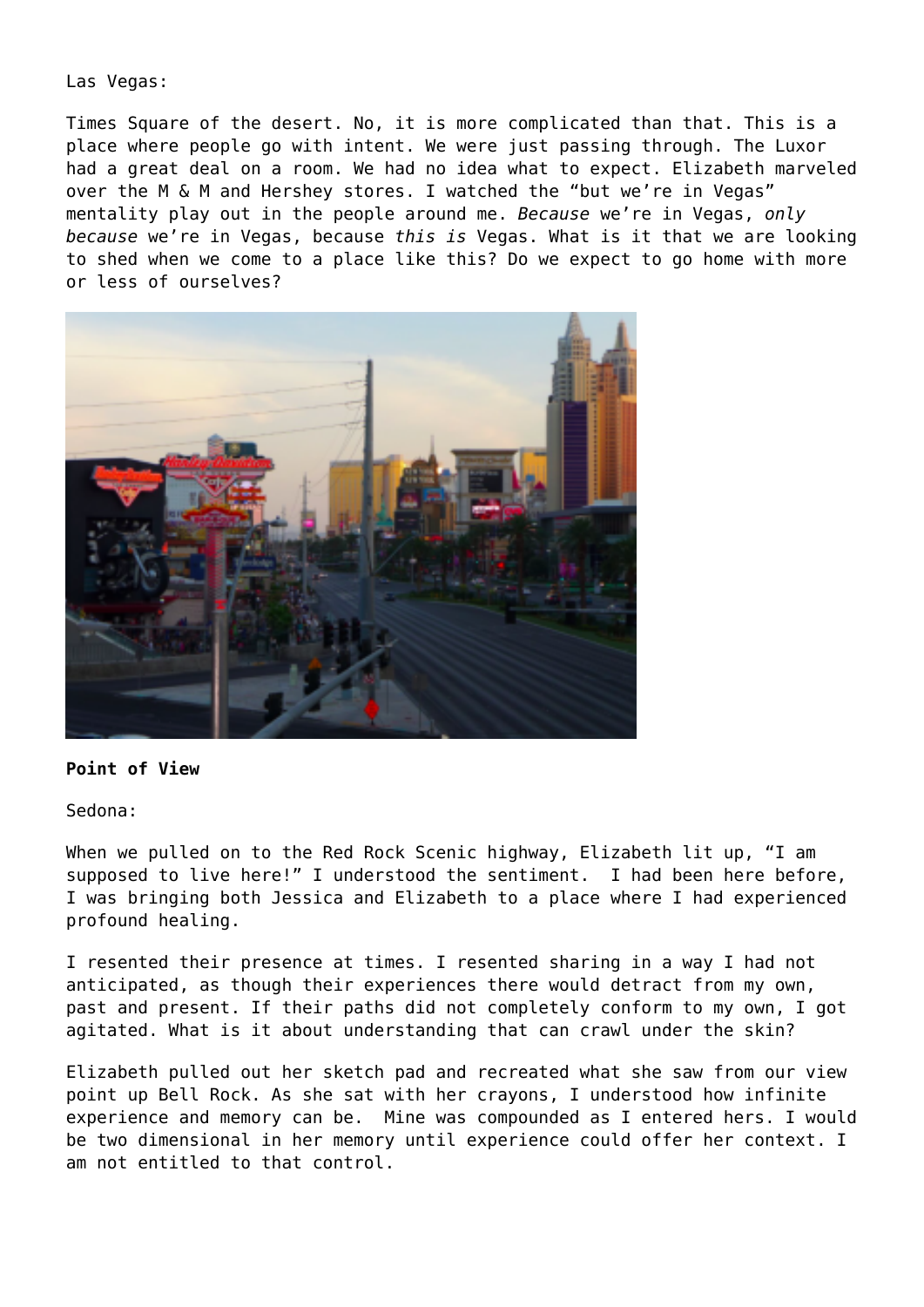Las Vegas:

Times Square of the desert. No, it is more complicated than that. This is a place where people go with intent. We were just passing through. The Luxor had a great deal on a room. We had no idea what to expect. Elizabeth marveled over the M & M and Hershey stores. I watched the "but we're in Vegas" mentality play out in the people around me. *Because* we're in Vegas, *only because* we're in Vegas, because *this is* Vegas. What is it that we are looking to shed when we come to a place like this? Do we expect to go home with more or less of ourselves?

**Point of View**

Sedona:

When we pulled on to the Red Rock Scenic highway, Elizabeth lit up, "I am supposed to live here!" I understood the sentiment. I had been here before, I was bringing both Jessica and Elizabeth to a place where I had experienced profound healing.

I resented their presence at times. I resented sharing in a way I had not anticipated, as though their experiences there would detract from my own, past and present. If their paths did not completely conform to my own, I got agitated. What is it about understanding that can crawl under the skin?

Elizabeth pulled out her sketch pad and recreated what she saw from our view point up Bell Rock. As she sat with her crayons, I understood how infinite experience and memory can be. Mine was compounded as I entered hers. I would be two dimensional in her memory until experience could offer her context. I am not entitled to that control.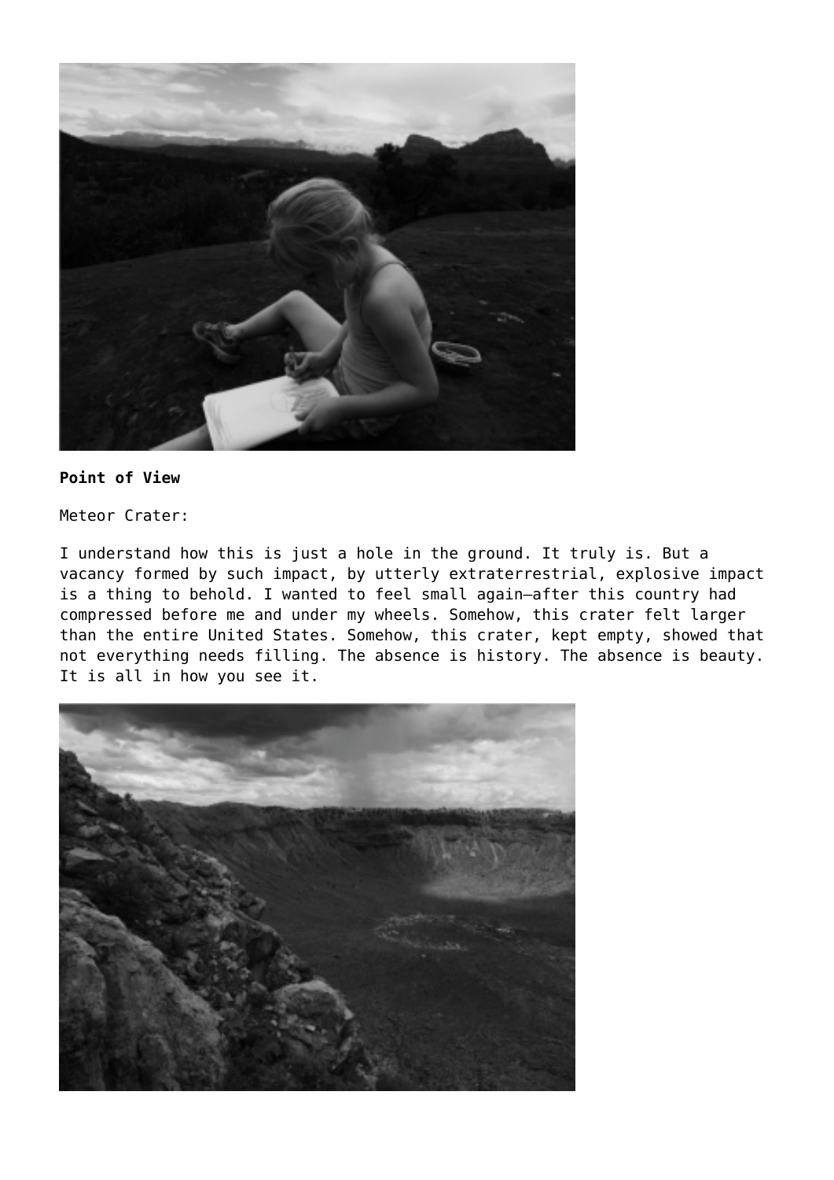**Point of View**

Meteor Crater:

I understand how this is just a hole in the ground. It truly is. But a vacancy formed by such impact, by utterly extraterrestrial, explosive impact is a thing to behold. I wanted to feel small again—after this country had compressed before me and under my wheels. Somehow, this crater felt larger than the entire United States. Somehow, this crater, kept empty, showed that not everything needs filling. The absence is history. The absence is beauty. It is all in how you see it.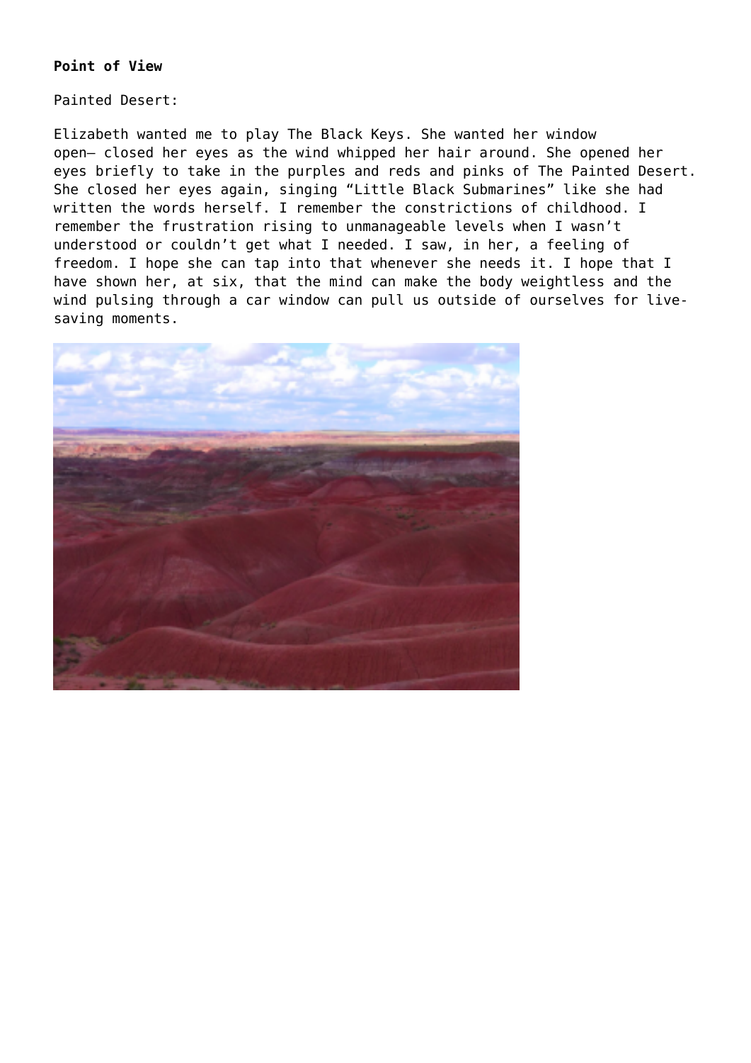**Point of View**

Painted Desert:

Elizabeth wanted me to play The Black Keys. She wanted her window open— closed her eyes as the wind whipped her hair around. She opened her eyes briefly to take in the purples and reds and pinks of The Painted Desert. She closed her eyes again, singing "Little Black Submarines" like she had written the words herself. I remember the constrictions of childhood. I remember the frustration rising to unmanageable levels when I wasn't understood or couldn't get what I needed. I saw, in her, a feeling of freedom. I hope she can tap into that whenever she needs it. I hope that I have shown her, at six, that the mind can make the body weightless and the wind pulsing through a car window can pull us outside of ourselves for live-saving moments.